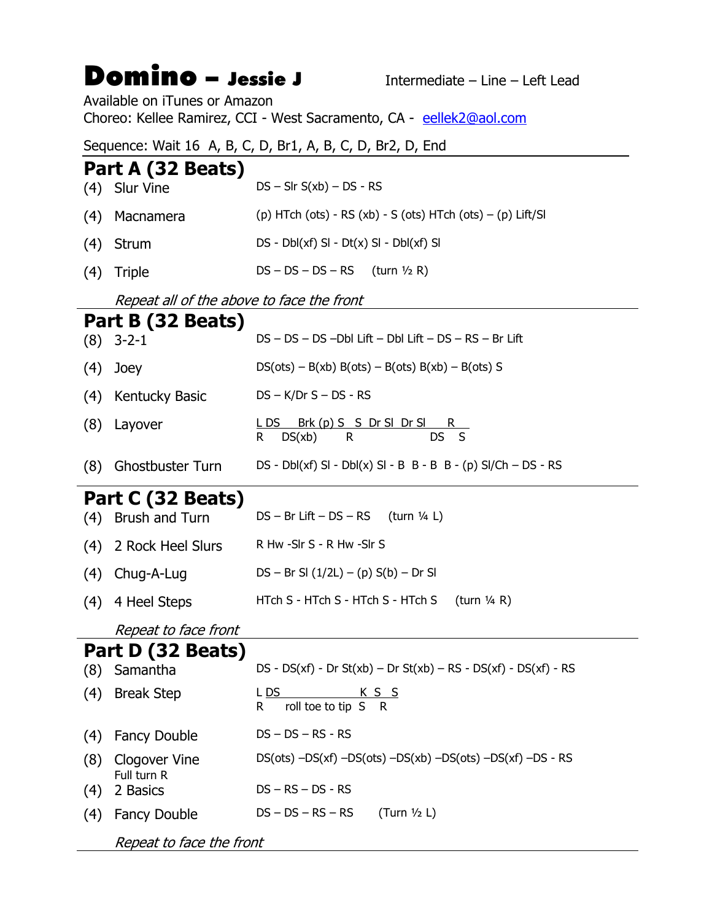# Domino – Jessie J

Intermediate – Line – Left Lead

Available on iTunes or Amazon
Choreo: Kellee Ramirez, CCI - West Sacramento, CA - eellek2@aol.com

Sequence: Wait 16 A, B, C, D, Br1, A, B, C, D, Br2, D, End

## Part A (32 Beats)

| | | |
|---|---|---|
| (4) | Slur Vine | DS – Slr S(xb) – DS - RS |
| (4) | Macnamera | (p) HTch (ots) - RS (xb) - S (ots) HTch (ots) – (p) Lift/Sl |
| (4) | Strum | DS - Dbl(xf) Sl - Dt(x) Sl - Dbl(xf) Sl |
| (4) | Triple | DS – DS – DS – RS (turn ½ R) |

*Repeat all of the above to face the front*

## Part B (32 Beats)

| | | |
|---|---|---|
| (8) | 3-2-1 | DS – DS – DS –Dbl Lift – Dbl Lift – DS – RS – Br Lift |
| (4) | Joey | DS(ots) – B(xb) B(ots) – B(ots) B(xb) – B(ots) S |
| (4) | Kentucky Basic | DS – K/Dr S – DS - RS |
| (8) | Layover | L: DS Brk (p) S S Dr Sl Dr Sl R<br>R: DS(xb) R DS S |
| (8) | Ghostbuster Turn | DS - Dbl(xf) Sl - Dbl(x) Sl - B B - B B - (p) Sl/Ch – DS - RS |

## Part C (32 Beats)

| | | |
|---|---|---|
| (4) | Brush and Turn | DS – Br Lift – DS – RS (turn ¼ L) |
| (4) | 2 Rock Heel Slurs | R Hw -Slr S - R Hw -Slr S |
| (4) | Chug-A-Lug | DS – Br Sl (1/2L) – (p) S(b) – Dr Sl |
| (4) | 4 Heel Steps | HTch S - HTch S - HTch S - HTch S (turn ¼ R) |

*Repeat to face front*

## Part D (32 Beats)

| | | |
|---|---|---|
| (8) | Samantha | DS - DS(xf) - Dr St(xb) – Dr St(xb) – RS - DS(xf) - DS(xf) - RS |
| (4) | Break Step | L: DS K S S<br>R: roll toe to tip S R |
| (4) | Fancy Double | DS – DS – RS - RS |
| (8) | Clogover Vine<br>Full turn R | DS(ots) –DS(xf) –DS(ots) –DS(xb) –DS(ots) –DS(xf) –DS - RS |
| (4) | 2 Basics | DS – RS – DS - RS |
| (4) | Fancy Double | DS – DS – RS – RS (Turn ½ L) |

*Repeat to face the front*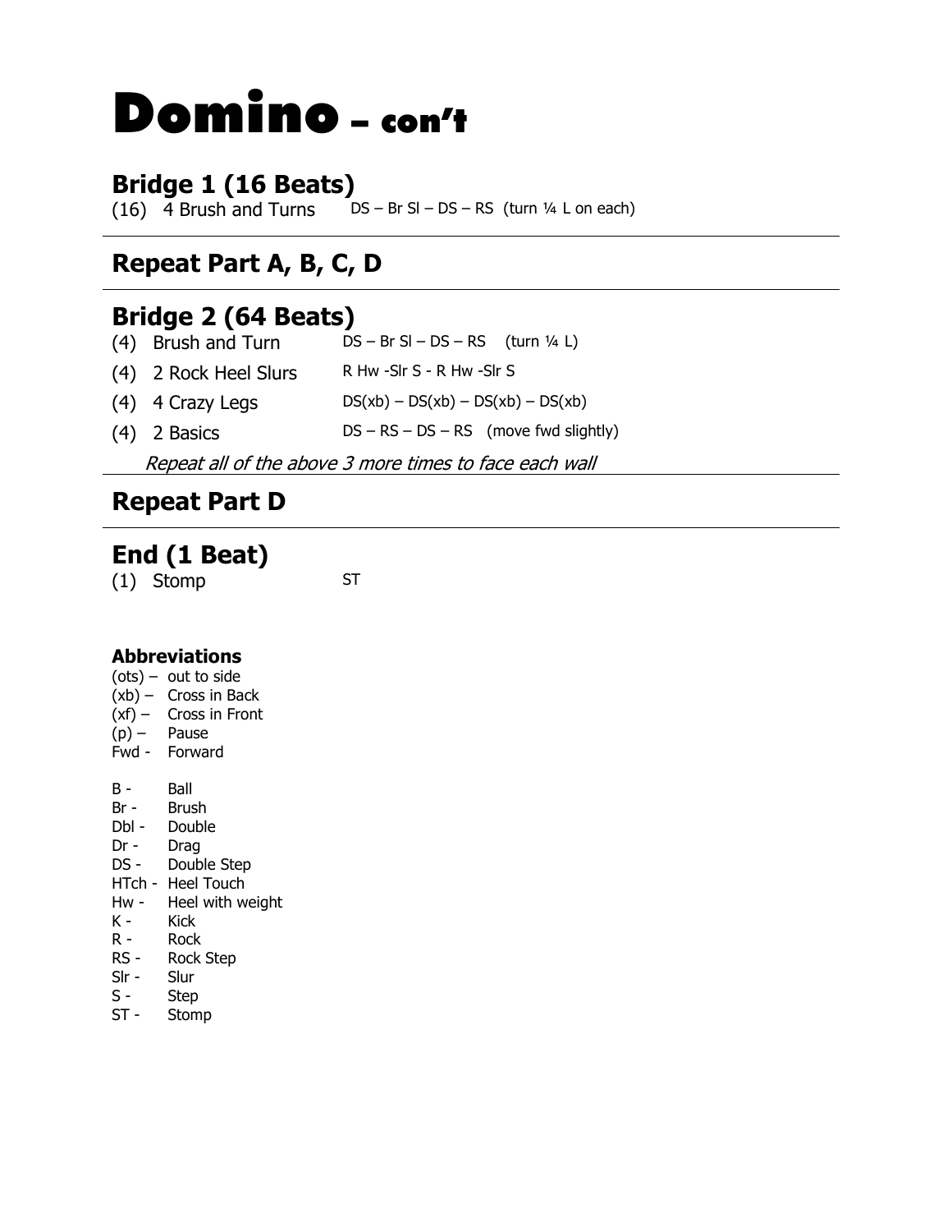# Domino – con't

## Bridge 1 (16 Beats)

(16) 4 Brush and Turns DS – Br Sl – DS – RS (turn ¼ L on each)

---

## Repeat Part A, B, C, D

---

## Bridge 2 (64 Beats)

(4) Brush and Turn DS – Br Sl – DS – RS (turn ¼ L)

(4) 2 Rock Heel Slurs R Hw -Slr S - R Hw -Slr S

(4) 4 Crazy Legs DS(xb) – DS(xb) – DS(xb) – DS(xb)

(4) 2 Basics DS – RS – DS – RS (move fwd slightly)

*Repeat all of the above 3 more times to face each wall*

---

## Repeat Part D

---

## End (1 Beat)

(1) Stomp ST

### Abbreviations

(ots) – out to side
(xb) – Cross in Back
(xf) – Cross in Front
(p) – Pause
Fwd - Forward

B - Ball
Br - Brush
Dbl - Double
Dr - Drag
DS - Double Step
HTch - Heel Touch
Hw - Heel with weight
K - Kick
R - Rock
RS - Rock Step
Slr - Slur
S - Step
ST - Stomp